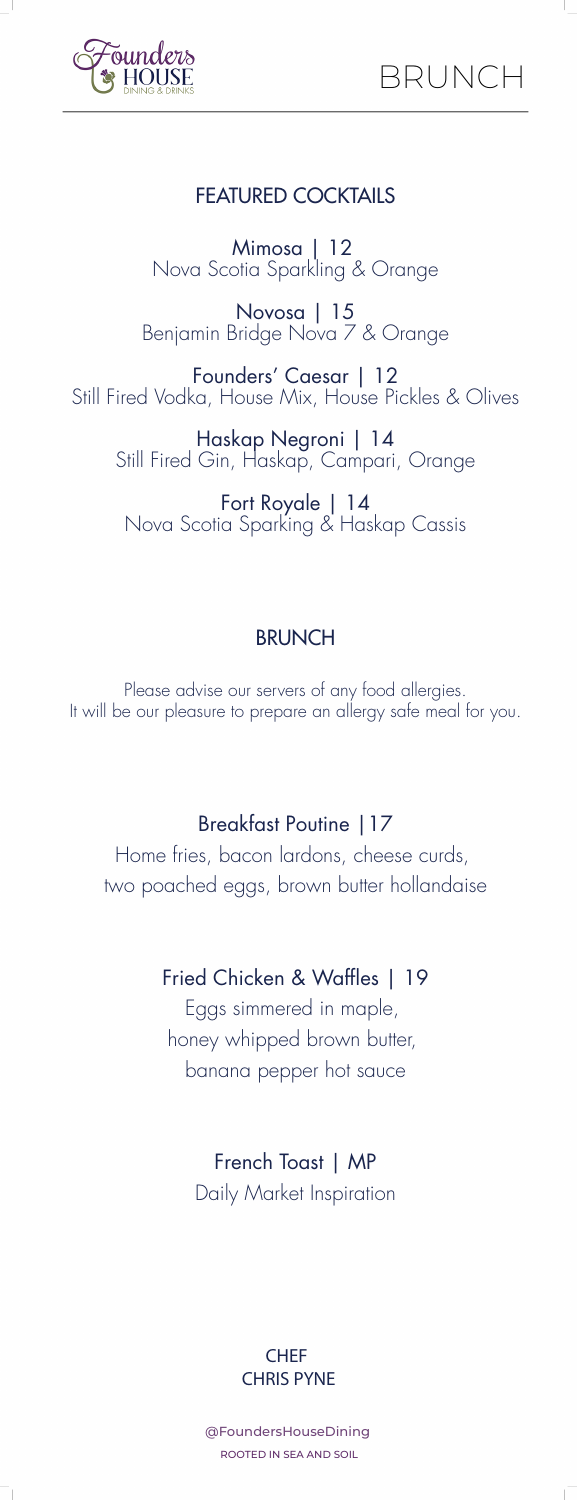Founders HOUSE DINING & DRINKS

# BRUNCH

## FEATURED COCKTAILS

**Mimosa | 12**
Nova Scotia Sparkling & Orange

**Novosa | 15**
Benjamin Bridge Nova 7 & Orange

**Founders' Caesar | 12**
Still Fired Vodka, House Mix, House Pickles & Olives

**Haskap Negroni | 14**
Still Fired Gin, Haskap, Campari, Orange

**Fort Royale | 14**
Nova Scotia Sparking & Haskap Cassis

## BRUNCH

Please advise our servers of any food allergies.
It will be our pleasure to prepare an allergy safe meal for you.

**Breakfast Poutine |17**
Home fries, bacon lardons, cheese curds,
two poached eggs, brown butter hollandaise

**Fried Chicken & Waffles | 19**
Eggs simmered in maple,
honey whipped brown butter,
banana pepper hot sauce

**French Toast | MP**
Daily Market Inspiration

CHEF
CHRIS PYNE

@FoundersHouseDining
ROOTED IN SEA AND SOIL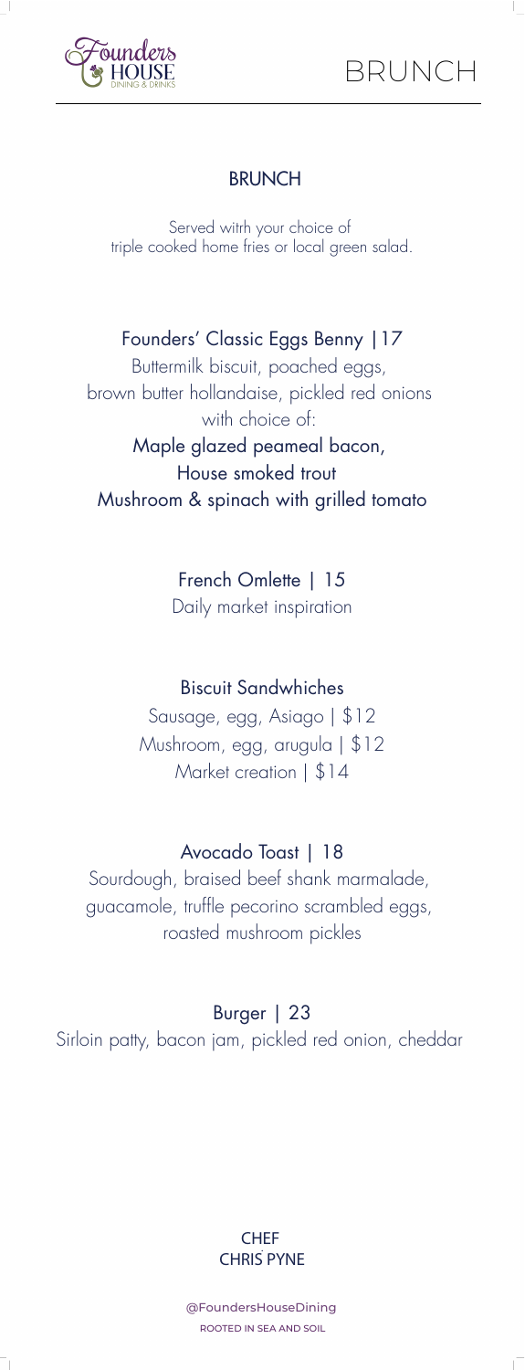Founders HOUSE
DINING & DRINKS

# BRUNCH

## BRUNCH

Served witrh your choice of
triple cooked home fries or local green salad.

### Founders' Classic Eggs Benny |17

Buttermilk biscuit, poached eggs,
brown butter hollandaise, pickled red onions
with choice of:

**Maple glazed peameal bacon,**
**House smoked trout**
**Mushroom & spinach with grilled tomato**

### French Omlette | 15

Daily market inspiration

### Biscuit Sandwhiches

Sausage, egg, Asiago | $12
Mushroom, egg, arugula | $12
Market creation | $14

### Avocado Toast | 18

Sourdough, braised beef shank marmalade,
guacamole, truffle pecorino scrambled eggs,
roasted mushroom pickles

### Burger | 23

Sirloin patty, bacon jam, pickled red onion, cheddar

CHEF
CHRIS PYNE

@FoundersHouseDining
ROOTED IN SEA AND SOIL